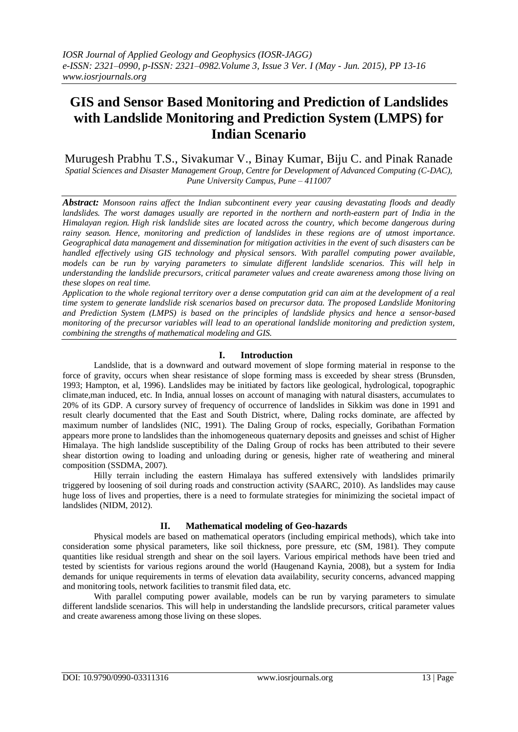# GIS and Sensor Based Monitoring and Prediction of Landslides with Landslide Monitoring and Prediction System (LMPS) for Indian Scenario

Murugesh Prabhu T.S., Sivakumar V., Binay Kumar, Biju C. and Pinak Ranade

*Spatial Sciences and Disaster Management Group, Centre for Development of Advanced Computing (C-DAC), Pune University Campus, Pune – 411007*

***Abstract:*** *Monsoon rains affect the Indian subcontinent every year causing devastating floods and deadly landslides. The worst damages usually are reported in the northern and north-eastern part of India in the Himalayan region. High risk landslide sites are located across the country, which become dangerous during rainy season. Hence, monitoring and prediction of landslides in these regions are of utmost importance. Geographical data management and dissemination for mitigation activities in the event of such disasters can be handled effectively using GIS technology and physical sensors. With parallel computing power available, models can be run by varying parameters to simulate different landslide scenarios. This will help in understanding the landslide precursors, critical parameter values and create awareness among those living on these slopes on real time.*

*Application to the whole regional territory over a dense computation grid can aim at the development of a real time system to generate landslide risk scenarios based on precursor data. The proposed Landslide Monitoring and Prediction System (LMPS) is based on the principles of landslide physics and hence a sensor-based monitoring of the precursor variables will lead to an operational landslide monitoring and prediction system, combining the strengths of mathematical modeling and GIS.*

## I. Introduction

Landslide, that is a downward and outward movement of slope forming material in response to the force of gravity, occurs when shear resistance of slope forming mass is exceeded by shear stress (Brunsden, 1993; Hampton, et al, 1996). Landslides may be initiated by factors like geological, hydrological, topographic climate,man induced, etc. In India, annual losses on account of managing with natural disasters, accumulates to 20% of its GDP. A cursory survey of frequency of occurrence of landslides in Sikkim was done in 1991 and result clearly documented that the East and South District, where, Daling rocks dominate, are affected by maximum number of landslides (NIC, 1991). The Daling Group of rocks, especially, Goribathan Formation appears more prone to landslides than the inhomogeneous quaternary deposits and gneisses and schist of Higher Himalaya. The high landslide susceptibility of the Daling Group of rocks has been attributed to their severe shear distortion owing to loading and unloading during or genesis, higher rate of weathering and mineral composition (SSDMA, 2007).

Hilly terrain including the eastern Himalaya has suffered extensively with landslides primarily triggered by loosening of soil during roads and construction activity (SAARC, 2010). As landslides may cause huge loss of lives and properties, there is a need to formulate strategies for minimizing the societal impact of landslides (NIDM, 2012).

## II. Mathematical modeling of Geo-hazards

Physical models are based on mathematical operators (including empirical methods), which take into consideration some physical parameters, like soil thickness, pore pressure, etc (SM, 1981). They compute quantities like residual strength and shear on the soil layers. Various empirical methods have been tried and tested by scientists for various regions around the world (Haugenand Kaynia, 2008), but a system for India demands for unique requirements in terms of elevation data availability, security concerns, advanced mapping and monitoring tools, network facilities to transmit filed data, etc.

With parallel computing power available, models can be run by varying parameters to simulate different landslide scenarios. This will help in understanding the landslide precursors, critical parameter values and create awareness among those living on these slopes.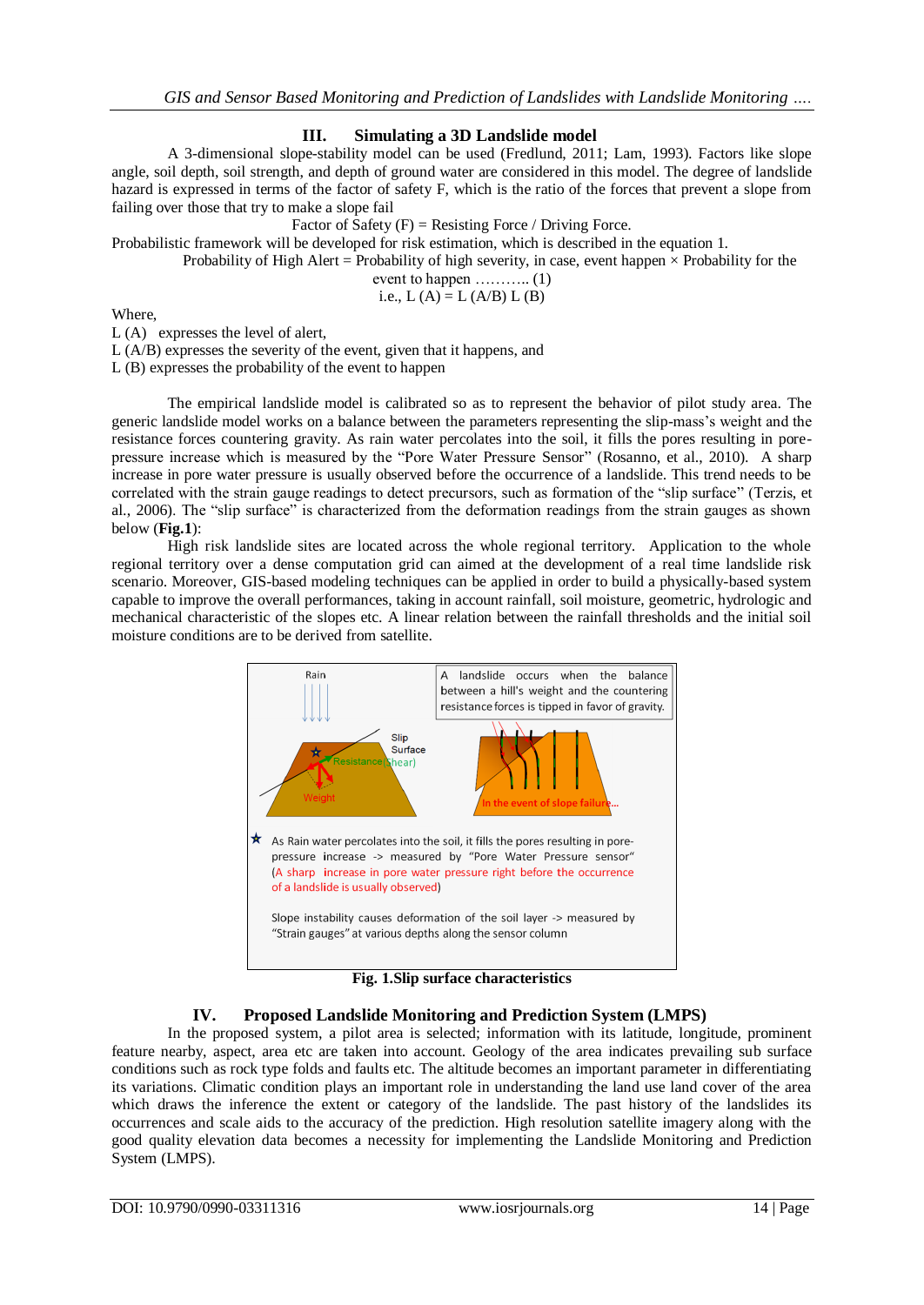## III. Simulating a 3D Landslide model

A 3-dimensional slope-stability model can be used (Fredlund, 2011; Lam, 1993). Factors like slope angle, soil depth, soil strength, and depth of ground water are considered in this model. The degree of landslide hazard is expressed in terms of the factor of safety F, which is the ratio of the forces that prevent a slope from failing over those that try to make a slope fail

Factor of Safety (F) = Resisting Force / Driving Force.

Probabilistic framework will be developed for risk estimation, which is described in the equation 1.

Probability of High Alert = Probability of high severity, in case, event happen × Probability for the event to happen ……….. (1)

i.e., $L(A) = L(A/B)\, L(B)$

Where,

$L(A)$ expresses the level of alert,

$L(A/B)$ expresses the severity of the event, given that it happens, and

$L(B)$ expresses the probability of the event to happen

The empirical landslide model is calibrated so as to represent the behavior of pilot study area. The generic landslide model works on a balance between the parameters representing the slip-mass's weight and the resistance forces countering gravity. As rain water percolates into the soil, it fills the pores resulting in pore-pressure increase which is measured by the "Pore Water Pressure Sensor" (Rosanno, et al., 2010). A sharp increase in pore water pressure is usually observed before the occurrence of a landslide. This trend needs to be correlated with the strain gauge readings to detect precursors, such as formation of the "slip surface" (Terzis, et al., 2006). The "slip surface" is characterized from the deformation readings from the strain gauges as shown below (**Fig.1**):

High risk landslide sites are located across the whole regional territory. Application to the whole regional territory over a dense computation grid can aimed at the development of a real time landslide risk scenario. Moreover, GIS-based modeling techniques can be applied in order to build a physically-based system capable to improve the overall performances, taking in account rainfall, soil moisture, geometric, hydrologic and mechanical characteristic of the slopes etc. A linear relation between the rainfall thresholds and the initial soil moisture conditions are to be derived from satellite.

**Fig. 1.Slip surface characteristics**

## IV. Proposed Landslide Monitoring and Prediction System (LMPS)

In the proposed system, a pilot area is selected; information with its latitude, longitude, prominent feature nearby, aspect, area etc are taken into account. Geology of the area indicates prevailing sub surface conditions such as rock type folds and faults etc. The altitude becomes an important parameter in differentiating its variations. Climatic condition plays an important role in understanding the land use land cover of the area which draws the inference the extent or category of the landslide. The past history of the landslides its occurrences and scale aids to the accuracy of the prediction. High resolution satellite imagery along with the good quality elevation data becomes a necessity for implementing the Landslide Monitoring and Prediction System (LMPS).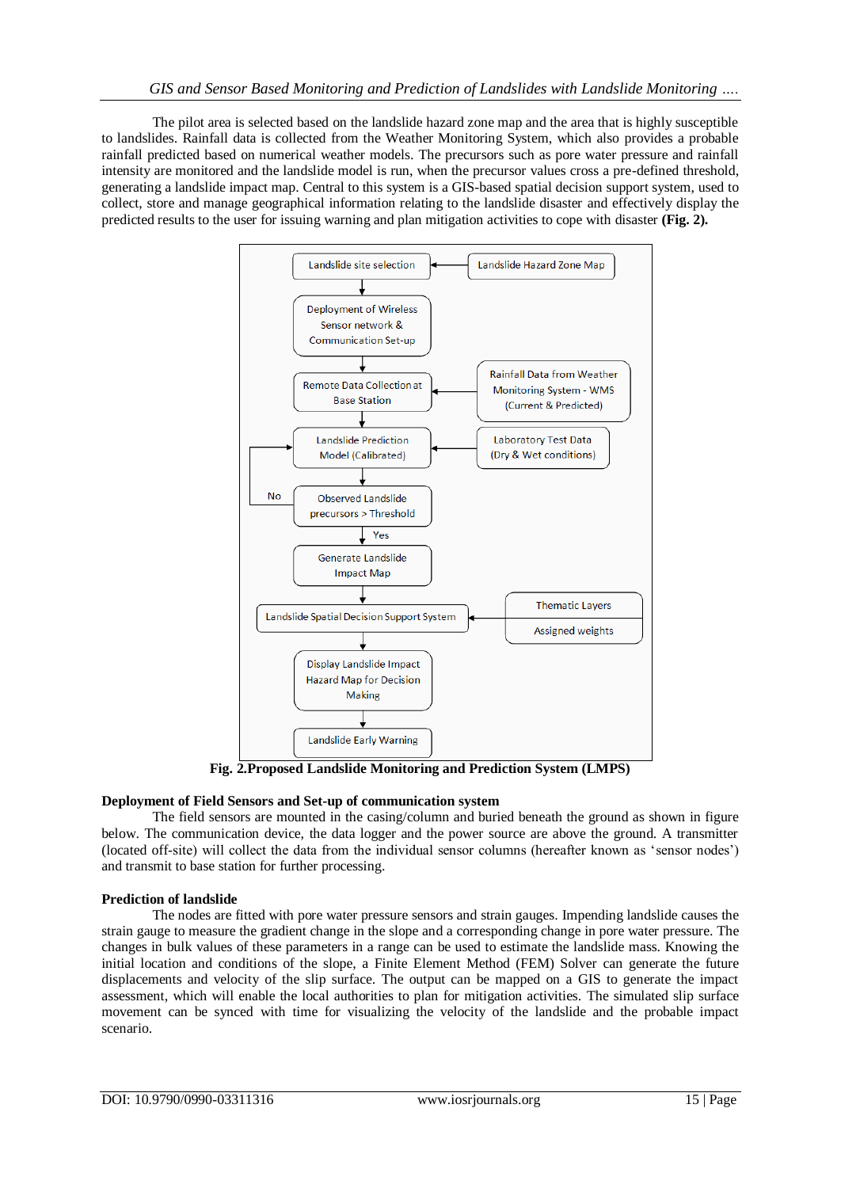The pilot area is selected based on the landslide hazard zone map and the area that is highly susceptible to landslides. Rainfall data is collected from the Weather Monitoring System, which also provides a probable rainfall predicted based on numerical weather models. The precursors such as pore water pressure and rainfall intensity are monitored and the landslide model is run, when the precursor values cross a pre-defined threshold, generating a landslide impact map. Central to this system is a GIS-based spatial decision support system, used to collect, store and manage geographical information relating to the landslide disaster and effectively display the predicted results to the user for issuing warning and plan mitigation activities to cope with disaster **(Fig. 2).**

Landslide site selection ← Landslide Hazard Zone Map

↓

Deployment of Wireless Sensor network & Communication Set-up

↓

Remote Data Collection at Base Station ← Rainfall Data from Weather Monitoring System - WMS (Current & Predicted)

↓

Landslide Prediction Model (Calibrated) ← Laboratory Test Data (Dry & Wet conditions)

↓

Observed Landslide precursors > Threshold (No → Landslide Prediction Model (Calibrated))

↓ Yes

Generate Landslide Impact Map

↓

Landslide Spatial Decision Support System ← Thematic Layers / Assigned weights

↓

Display Landslide Impact Hazard Map for Decision Making

↓

Landslide Early Warning

**Fig. 2.Proposed Landslide Monitoring and Prediction System (LMPS)**

**Deployment of Field Sensors and Set-up of communication system**

The field sensors are mounted in the casing/column and buried beneath the ground as shown in figure below. The communication device, the data logger and the power source are above the ground. A transmitter (located off-site) will collect the data from the individual sensor columns (hereafter known as 'sensor nodes') and transmit to base station for further processing.

**Prediction of landslide**

The nodes are fitted with pore water pressure sensors and strain gauges. Impending landslide causes the strain gauge to measure the gradient change in the slope and a corresponding change in pore water pressure. The changes in bulk values of these parameters in a range can be used to estimate the landslide mass. Knowing the initial location and conditions of the slope, a Finite Element Method (FEM) Solver can generate the future displacements and velocity of the slip surface. The output can be mapped on a GIS to generate the impact assessment, which will enable the local authorities to plan for mitigation activities. The simulated slip surface movement can be synced with time for visualizing the velocity of the landslide and the probable impact scenario.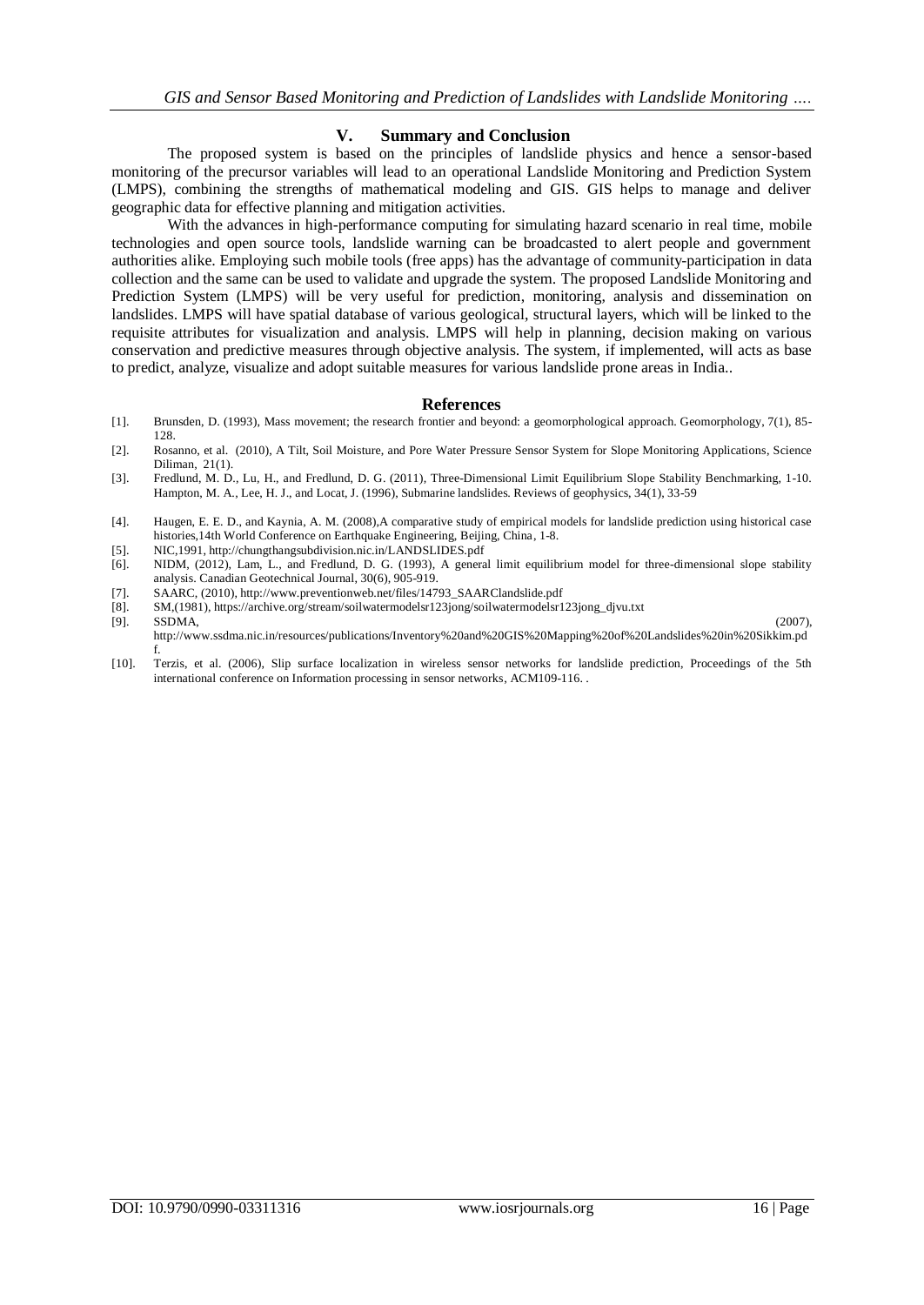## V. Summary and Conclusion

The proposed system is based on the principles of landslide physics and hence a sensor-based monitoring of the precursor variables will lead to an operational Landslide Monitoring and Prediction System (LMPS), combining the strengths of mathematical modeling and GIS. GIS helps to manage and deliver geographic data for effective planning and mitigation activities.

With the advances in high-performance computing for simulating hazard scenario in real time, mobile technologies and open source tools, landslide warning can be broadcasted to alert people and government authorities alike. Employing such mobile tools (free apps) has the advantage of community-participation in data collection and the same can be used to validate and upgrade the system. The proposed Landslide Monitoring and Prediction System (LMPS) will be very useful for prediction, monitoring, analysis and dissemination on landslides. LMPS will have spatial database of various geological, structural layers, which will be linked to the requisite attributes for visualization and analysis. LMPS will help in planning, decision making on various conservation and predictive measures through objective analysis. The system, if implemented, will acts as base to predict, analyze, visualize and adopt suitable measures for various landslide prone areas in India..

## References

[1]. Brunsden, D. (1993), Mass movement; the research frontier and beyond: a geomorphological approach. Geomorphology, 7(1), 85-128.

[2]. Rosanno, et al. (2010), A Tilt, Soil Moisture, and Pore Water Pressure Sensor System for Slope Monitoring Applications, Science Diliman, 21(1).

[3]. Fredlund, M. D., Lu, H., and Fredlund, D. G. (2011), Three-Dimensional Limit Equilibrium Slope Stability Benchmarking, 1-10. Hampton, M. A., Lee, H. J., and Locat, J. (1996), Submarine landslides. Reviews of geophysics, 34(1), 33-59

[4]. Haugen, E. E. D., and Kaynia, A. M. (2008),A comparative study of empirical models for landslide prediction using historical case histories,14th World Conference on Earthquake Engineering, Beijing, China, 1-8.

[5]. NIC,1991, http://chungthangsubdivision.nic.in/LANDSLIDES.pdf

[6]. NIDM, (2012), Lam, L., and Fredlund, D. G. (1993), A general limit equilibrium model for three-dimensional slope stability analysis. Canadian Geotechnical Journal, 30(6), 905-919.

[7]. SAARC, (2010), http://www.preventionweb.net/files/14793_SAARClandslide.pdf

[8]. SM,(1981), https://archive.org/stream/soilwatermodelsr123jong/soilwatermodelsr123jong_djvu.txt

[9]. SSDMA, (2007), http://www.ssdma.nic.in/resources/publications/Inventory%20and%20GIS%20Mapping%20of%20Landslides%20in%20Sikkim.pdf.

[10]. Terzis, et al. (2006), Slip surface localization in wireless sensor networks for landslide prediction, Proceedings of the 5th international conference on Information processing in sensor networks, ACM109-116. .